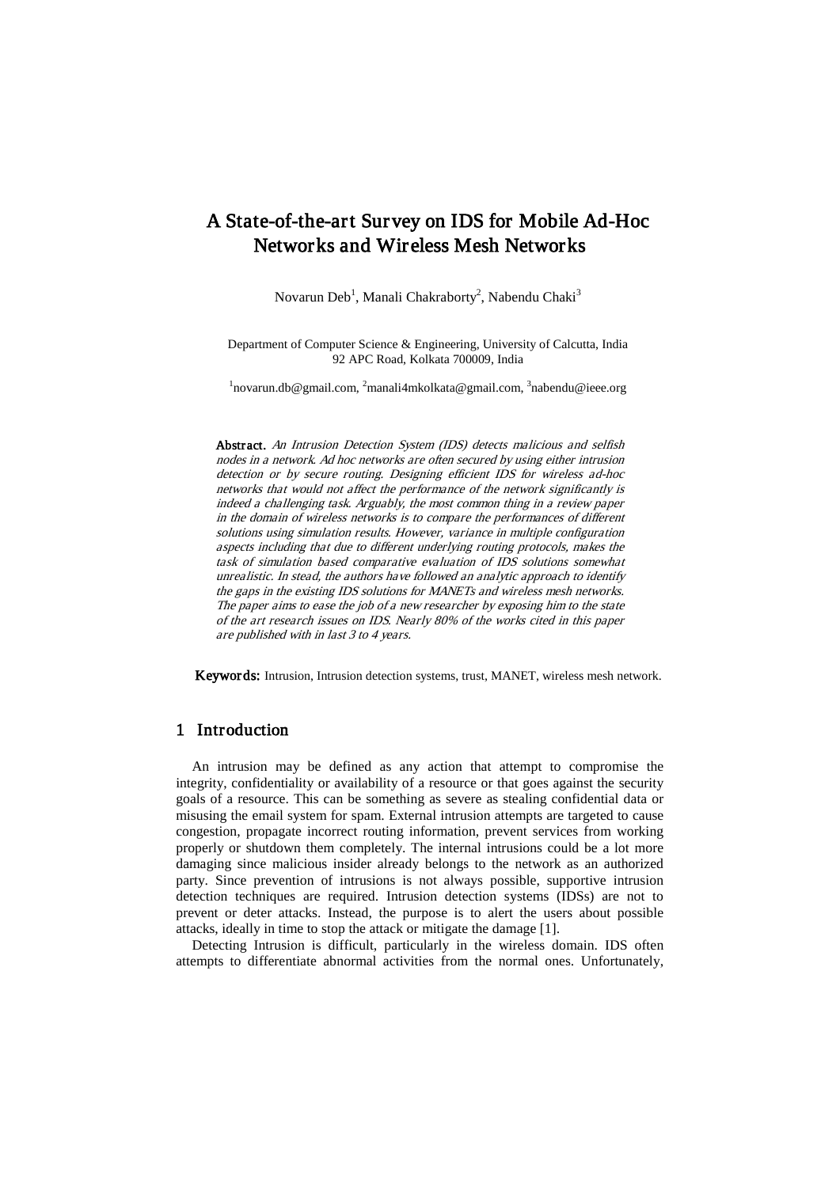# A State-of-the-art Survey on IDS for Mobile Ad-Hoc Networks and Wireless Mesh Networks

Novarun Deb[1], Manali Chakraborty[2], Nabendu Chaki[3]

Department of Computer Science & Engineering, University of Calcutta, India
92 APC Road, Kolkata 700009, India

[1]novarun.db@gmail.com, [2]manali4mkolkata@gmail.com, [3]nabendu@ieee.org

**Abstract.** *An Intrusion Detection System (IDS) detects malicious and selfish nodes in a network. Ad hoc networks are often secured by using either intrusion detection or by secure routing. Designing efficient IDS for wireless ad-hoc networks that would not affect the performance of the network significantly is indeed a challenging task. Arguably, the most common thing in a review paper in the domain of wireless networks is to compare the performances of different solutions using simulation results. However, variance in multiple configuration aspects including that due to different underlying routing protocols, makes the task of simulation based comparative evaluation of IDS solutions somewhat unrealistic. In stead, the authors have followed an analytic approach to identify the gaps in the existing IDS solutions for MANETs and wireless mesh networks. The paper aims to ease the job of a new researcher by exposing him to the state of the art research issues on IDS. Nearly 80% of the works cited in this paper are published with in last 3 to 4 years.*

**Keywords:** Intrusion, Intrusion detection systems, trust, MANET, wireless mesh network.

## 1 Introduction

An intrusion may be defined as any action that attempt to compromise the integrity, confidentiality or availability of a resource or that goes against the security goals of a resource. This can be something as severe as stealing confidential data or misusing the email system for spam. External intrusion attempts are targeted to cause congestion, propagate incorrect routing information, prevent services from working properly or shutdown them completely. The internal intrusions could be a lot more damaging since malicious insider already belongs to the network as an authorized party. Since prevention of intrusions is not always possible, supportive intrusion detection techniques are required. Intrusion detection systems (IDSs) are not to prevent or deter attacks. Instead, the purpose is to alert the users about possible attacks, ideally in time to stop the attack or mitigate the damage [1].

Detecting Intrusion is difficult, particularly in the wireless domain. IDS often attempts to differentiate abnormal activities from the normal ones. Unfortunately,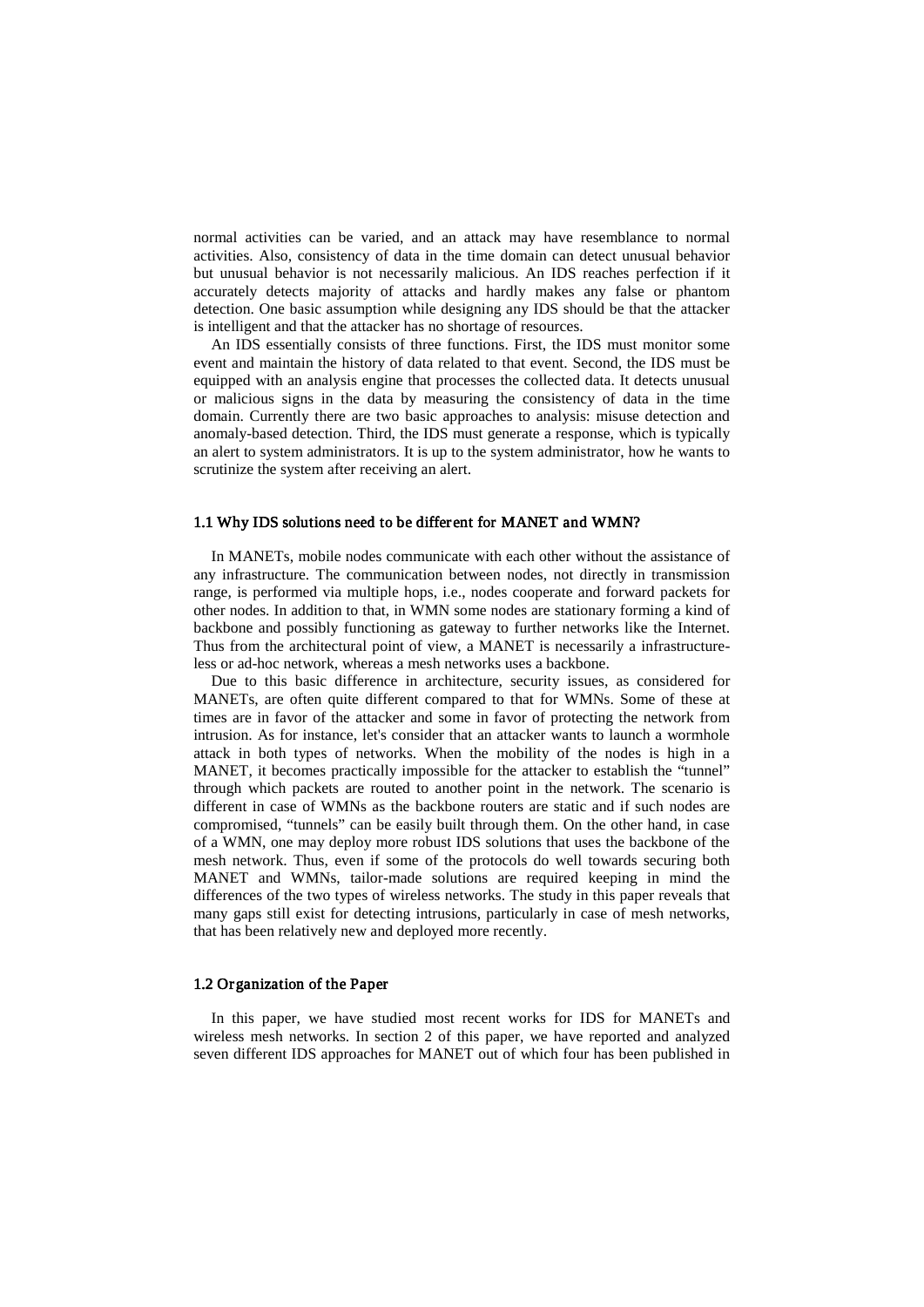normal activities can be varied, and an attack may have resemblance to normal activities. Also, consistency of data in the time domain can detect unusual behavior but unusual behavior is not necessarily malicious. An IDS reaches perfection if it accurately detects majority of attacks and hardly makes any false or phantom detection. One basic assumption while designing any IDS should be that the attacker is intelligent and that the attacker has no shortage of resources.

An IDS essentially consists of three functions. First, the IDS must monitor some event and maintain the history of data related to that event. Second, the IDS must be equipped with an analysis engine that processes the collected data. It detects unusual or malicious signs in the data by measuring the consistency of data in the time domain. Currently there are two basic approaches to analysis: misuse detection and anomaly-based detection. Third, the IDS must generate a response, which is typically an alert to system administrators. It is up to the system administrator, how he wants to scrutinize the system after receiving an alert.

### 1.1 Why IDS solutions need to be different for MANET and WMN?

In MANETs, mobile nodes communicate with each other without the assistance of any infrastructure. The communication between nodes, not directly in transmission range, is performed via multiple hops, i.e., nodes cooperate and forward packets for other nodes. In addition to that, in WMN some nodes are stationary forming a kind of backbone and possibly functioning as gateway to further networks like the Internet. Thus from the architectural point of view, a MANET is necessarily a infrastructure-less or ad-hoc network, whereas a mesh networks uses a backbone.

Due to this basic difference in architecture, security issues, as considered for MANETs, are often quite different compared to that for WMNs. Some of these at times are in favor of the attacker and some in favor of protecting the network from intrusion. As for instance, let's consider that an attacker wants to launch a wormhole attack in both types of networks. When the mobility of the nodes is high in a MANET, it becomes practically impossible for the attacker to establish the "tunnel" through which packets are routed to another point in the network. The scenario is different in case of WMNs as the backbone routers are static and if such nodes are compromised, "tunnels" can be easily built through them. On the other hand, in case of a WMN, one may deploy more robust IDS solutions that uses the backbone of the mesh network. Thus, even if some of the protocols do well towards securing both MANET and WMNs, tailor-made solutions are required keeping in mind the differences of the two types of wireless networks. The study in this paper reveals that many gaps still exist for detecting intrusions, particularly in case of mesh networks, that has been relatively new and deployed more recently.

### 1.2 Organization of the Paper

In this paper, we have studied most recent works for IDS for MANETs and wireless mesh networks. In section 2 of this paper, we have reported and analyzed seven different IDS approaches for MANET out of which four has been published in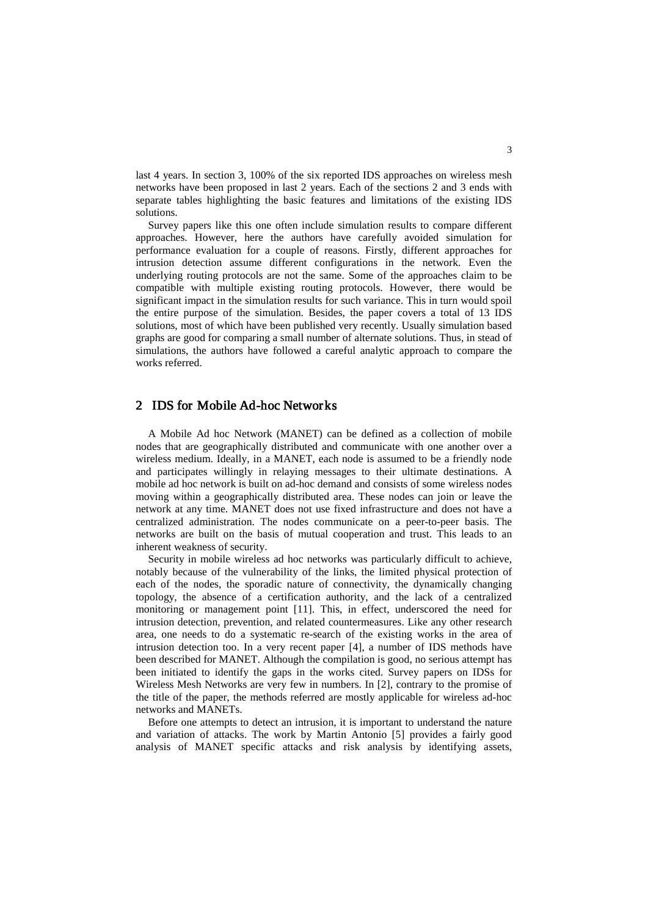last 4 years. In section 3, 100% of the six reported IDS approaches on wireless mesh networks have been proposed in last 2 years. Each of the sections 2 and 3 ends with separate tables highlighting the basic features and limitations of the existing IDS solutions.

Survey papers like this one often include simulation results to compare different approaches. However, here the authors have carefully avoided simulation for performance evaluation for a couple of reasons. Firstly, different approaches for intrusion detection assume different configurations in the network. Even the underlying routing protocols are not the same. Some of the approaches claim to be compatible with multiple existing routing protocols. However, there would be significant impact in the simulation results for such variance. This in turn would spoil the entire purpose of the simulation. Besides, the paper covers a total of 13 IDS solutions, most of which have been published very recently. Usually simulation based graphs are good for comparing a small number of alternate solutions. Thus, in stead of simulations, the authors have followed a careful analytic approach to compare the works referred.

## 2 IDS for Mobile Ad-hoc Networks

A Mobile Ad hoc Network (MANET) can be defined as a collection of mobile nodes that are geographically distributed and communicate with one another over a wireless medium. Ideally, in a MANET, each node is assumed to be a friendly node and participates willingly in relaying messages to their ultimate destinations. A mobile ad hoc network is built on ad-hoc demand and consists of some wireless nodes moving within a geographically distributed area. These nodes can join or leave the network at any time. MANET does not use fixed infrastructure and does not have a centralized administration. The nodes communicate on a peer-to-peer basis. The networks are built on the basis of mutual cooperation and trust. This leads to an inherent weakness of security.

Security in mobile wireless ad hoc networks was particularly difficult to achieve, notably because of the vulnerability of the links, the limited physical protection of each of the nodes, the sporadic nature of connectivity, the dynamically changing topology, the absence of a certification authority, and the lack of a centralized monitoring or management point [11]. This, in effect, underscored the need for intrusion detection, prevention, and related countermeasures. Like any other research area, one needs to do a systematic re-search of the existing works in the area of intrusion detection too. In a very recent paper [4], a number of IDS methods have been described for MANET. Although the compilation is good, no serious attempt has been initiated to identify the gaps in the works cited. Survey papers on IDSs for Wireless Mesh Networks are very few in numbers. In [2], contrary to the promise of the title of the paper, the methods referred are mostly applicable for wireless ad-hoc networks and MANETs.

Before one attempts to detect an intrusion, it is important to understand the nature and variation of attacks. The work by Martin Antonio [5] provides a fairly good analysis of MANET specific attacks and risk analysis by identifying assets,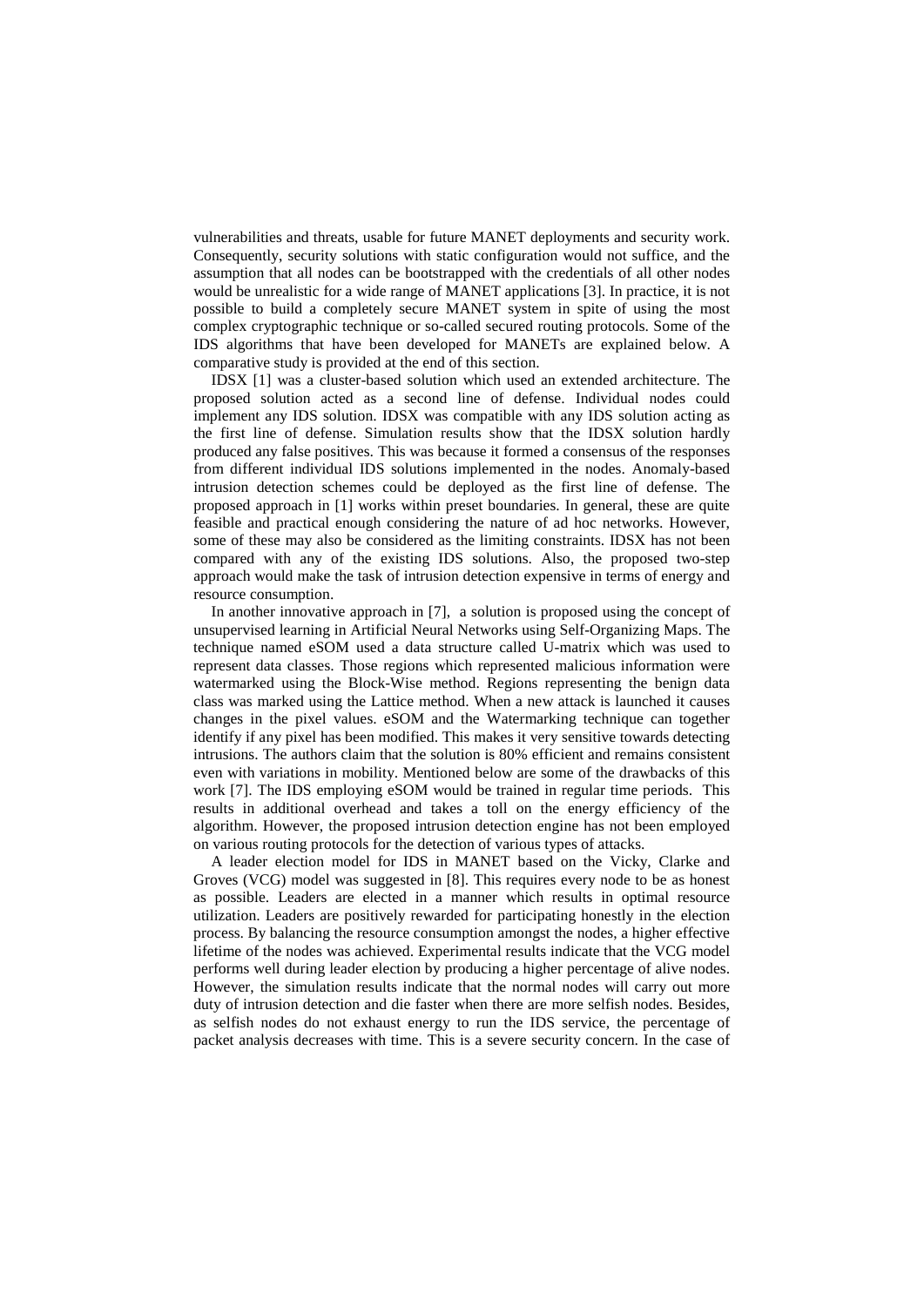vulnerabilities and threats, usable for future MANET deployments and security work. Consequently, security solutions with static configuration would not suffice, and the assumption that all nodes can be bootstrapped with the credentials of all other nodes would be unrealistic for a wide range of MANET applications [3]. In practice, it is not possible to build a completely secure MANET system in spite of using the most complex cryptographic technique or so-called secured routing protocols. Some of the IDS algorithms that have been developed for MANETs are explained below. A comparative study is provided at the end of this section.

IDSX [1] was a cluster-based solution which used an extended architecture. The proposed solution acted as a second line of defense. Individual nodes could implement any IDS solution. IDSX was compatible with any IDS solution acting as the first line of defense. Simulation results show that the IDSX solution hardly produced any false positives. This was because it formed a consensus of the responses from different individual IDS solutions implemented in the nodes. Anomaly-based intrusion detection schemes could be deployed as the first line of defense. The proposed approach in [1] works within preset boundaries. In general, these are quite feasible and practical enough considering the nature of ad hoc networks. However, some of these may also be considered as the limiting constraints. IDSX has not been compared with any of the existing IDS solutions. Also, the proposed two-step approach would make the task of intrusion detection expensive in terms of energy and resource consumption.

In another innovative approach in [7], a solution is proposed using the concept of unsupervised learning in Artificial Neural Networks using Self-Organizing Maps. The technique named eSOM used a data structure called U-matrix which was used to represent data classes. Those regions which represented malicious information were watermarked using the Block-Wise method. Regions representing the benign data class was marked using the Lattice method. When a new attack is launched it causes changes in the pixel values. eSOM and the Watermarking technique can together identify if any pixel has been modified. This makes it very sensitive towards detecting intrusions. The authors claim that the solution is 80% efficient and remains consistent even with variations in mobility. Mentioned below are some of the drawbacks of this work [7]. The IDS employing eSOM would be trained in regular time periods. This results in additional overhead and takes a toll on the energy efficiency of the algorithm. However, the proposed intrusion detection engine has not been employed on various routing protocols for the detection of various types of attacks.

A leader election model for IDS in MANET based on the Vicky, Clarke and Groves (VCG) model was suggested in [8]. This requires every node to be as honest as possible. Leaders are elected in a manner which results in optimal resource utilization. Leaders are positively rewarded for participating honestly in the election process. By balancing the resource consumption amongst the nodes, a higher effective lifetime of the nodes was achieved. Experimental results indicate that the VCG model performs well during leader election by producing a higher percentage of alive nodes. However, the simulation results indicate that the normal nodes will carry out more duty of intrusion detection and die faster when there are more selfish nodes. Besides, as selfish nodes do not exhaust energy to run the IDS service, the percentage of packet analysis decreases with time. This is a severe security concern. In the case of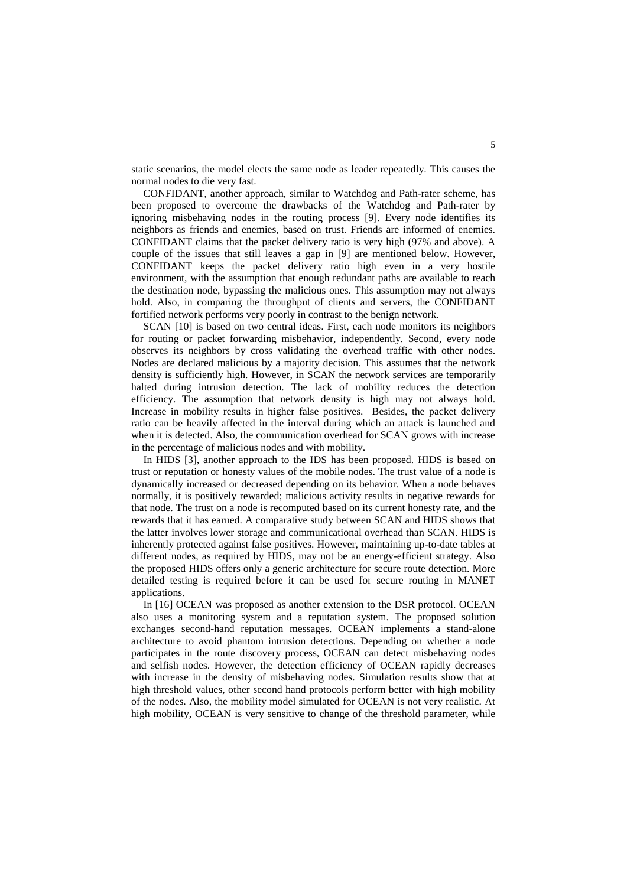static scenarios, the model elects the same node as leader repeatedly. This causes the normal nodes to die very fast.

CONFIDANT, another approach, similar to Watchdog and Path-rater scheme, has been proposed to overcome the drawbacks of the Watchdog and Path-rater by ignoring misbehaving nodes in the routing process [9]. Every node identifies its neighbors as friends and enemies, based on trust. Friends are informed of enemies. CONFIDANT claims that the packet delivery ratio is very high (97% and above). A couple of the issues that still leaves a gap in [9] are mentioned below. However, CONFIDANT keeps the packet delivery ratio high even in a very hostile environment, with the assumption that enough redundant paths are available to reach the destination node, bypassing the malicious ones. This assumption may not always hold. Also, in comparing the throughput of clients and servers, the CONFIDANT fortified network performs very poorly in contrast to the benign network.

SCAN [10] is based on two central ideas. First, each node monitors its neighbors for routing or packet forwarding misbehavior, independently. Second, every node observes its neighbors by cross validating the overhead traffic with other nodes. Nodes are declared malicious by a majority decision. This assumes that the network density is sufficiently high. However, in SCAN the network services are temporarily halted during intrusion detection. The lack of mobility reduces the detection efficiency. The assumption that network density is high may not always hold. Increase in mobility results in higher false positives. Besides, the packet delivery ratio can be heavily affected in the interval during which an attack is launched and when it is detected. Also, the communication overhead for SCAN grows with increase in the percentage of malicious nodes and with mobility.

In HIDS [3], another approach to the IDS has been proposed. HIDS is based on trust or reputation or honesty values of the mobile nodes. The trust value of a node is dynamically increased or decreased depending on its behavior. When a node behaves normally, it is positively rewarded; malicious activity results in negative rewards for that node. The trust on a node is recomputed based on its current honesty rate, and the rewards that it has earned. A comparative study between SCAN and HIDS shows that the latter involves lower storage and communicational overhead than SCAN. HIDS is inherently protected against false positives. However, maintaining up-to-date tables at different nodes, as required by HIDS, may not be an energy-efficient strategy. Also the proposed HIDS offers only a generic architecture for secure route detection. More detailed testing is required before it can be used for secure routing in MANET applications.

In [16] OCEAN was proposed as another extension to the DSR protocol. OCEAN also uses a monitoring system and a reputation system. The proposed solution exchanges second-hand reputation messages. OCEAN implements a stand-alone architecture to avoid phantom intrusion detections. Depending on whether a node participates in the route discovery process, OCEAN can detect misbehaving nodes and selfish nodes. However, the detection efficiency of OCEAN rapidly decreases with increase in the density of misbehaving nodes. Simulation results show that at high threshold values, other second hand protocols perform better with high mobility of the nodes. Also, the mobility model simulated for OCEAN is not very realistic. At high mobility, OCEAN is very sensitive to change of the threshold parameter, while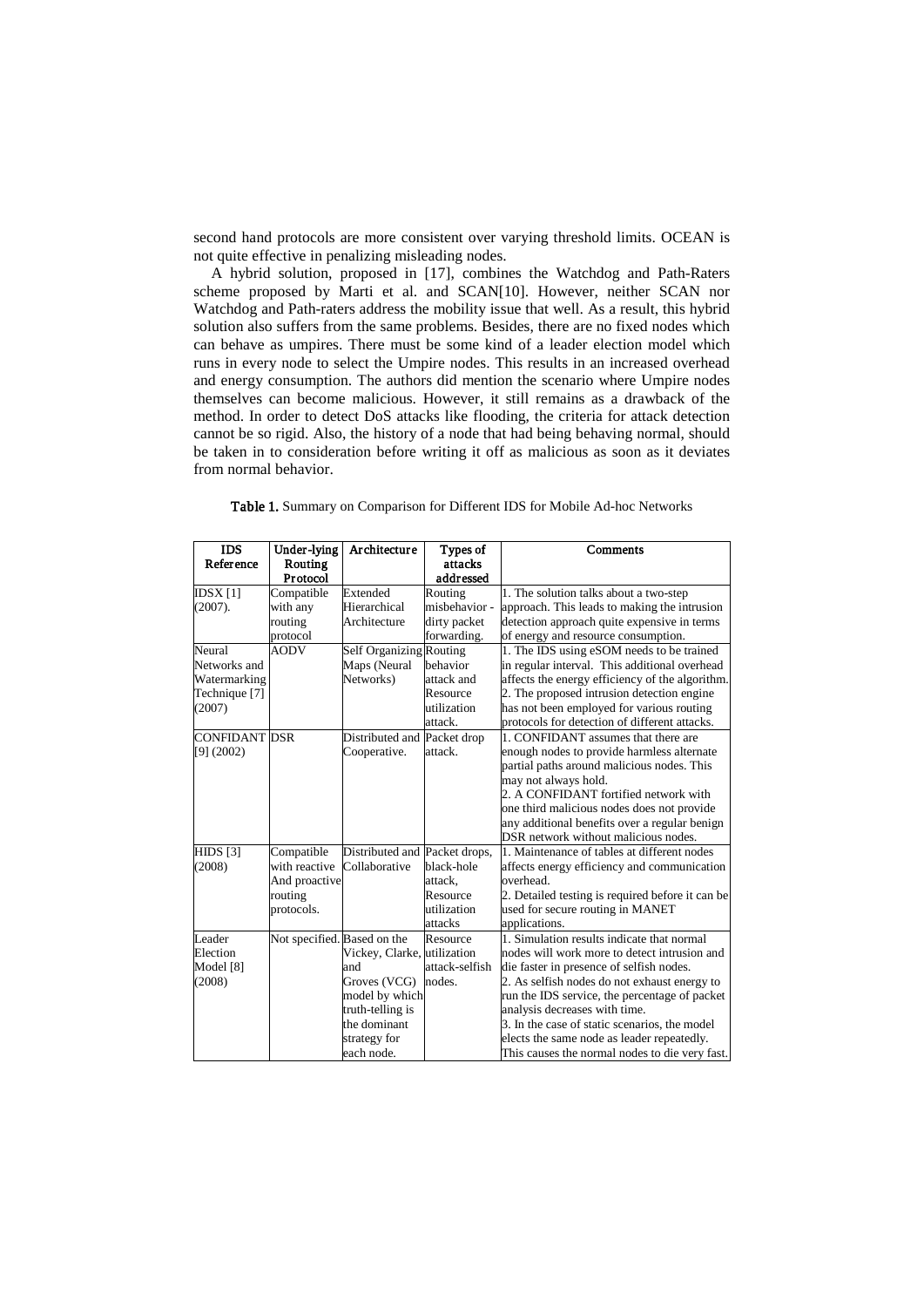second hand protocols are more consistent over varying threshold limits. OCEAN is not quite effective in penalizing misleading nodes.

A hybrid solution, proposed in [17], combines the Watchdog and Path-Raters scheme proposed by Marti et al. and SCAN[10]. However, neither SCAN nor Watchdog and Path-raters address the mobility issue that well. As a result, this hybrid solution also suffers from the same problems. Besides, there are no fixed nodes which can behave as umpires. There must be some kind of a leader election model which runs in every node to select the Umpire nodes. This results in an increased overhead and energy consumption. The authors did mention the scenario where Umpire nodes themselves can become malicious. However, it still remains as a drawback of the method. In order to detect DoS attacks like flooding, the criteria for attack detection cannot be so rigid. Also, the history of a node that had being behaving normal, should be taken in to consideration before writing it off as malicious as soon as it deviates from normal behavior.

**Table 1.** Summary on Comparison for Different IDS for Mobile Ad-hoc Networks

| IDS Reference | Under-lying Routing Protocol | Architecture | Types of attacks addressed | Comments |
|---|---|---|---|---|
| IDSX [1] (2007). | Compatible with any routing protocol | Extended Hierarchical Architecture | Routing misbehavior - dirty packet forwarding. | 1. The solution talks about a two-step approach. This leads to making the intrusion detection approach quite expensive in terms of energy and resource consumption. |
| Neural Networks and Watermarking Technique [7] (2007) | AODV | Self Organizing Maps (Neural Networks) | Routing behavior attack and Resource utilization attack. | 1. The IDS using eSOM needs to be trained in regular interval. This additional overhead affects the energy efficiency of the algorithm. 2. The proposed intrusion detection engine has not been employed for various routing protocols for detection of different attacks. |
| CONFIDANT [9] (2002) | DSR | Distributed and Cooperative. | Packet drop attack. | 1. CONFIDANT assumes that there are enough nodes to provide harmless alternate partial paths around malicious nodes. This may not always hold. 2. A CONFIDANT fortified network with one third malicious nodes does not provide any additional benefits over a regular benign DSR network without malicious nodes. |
| HIDS [3] (2008) | Compatible with reactive And proactive routing protocols. | Distributed and Collaborative | Packet drops, black-hole attack, Resource utilization attacks | 1. Maintenance of tables at different nodes affects energy efficiency and communication overhead. 2. Detailed testing is required before it can be used for secure routing in MANET applications. |
| Leader Election Model [8] (2008) | Not specified. | Based on the Vickey, Clarke, and Groves (VCG) model by which truth-telling is the dominant strategy for each node. | Resource utilization attack-selfish nodes. | 1. Simulation results indicate that normal nodes will work more to detect intrusion and die faster in presence of selfish nodes. 2. As selfish nodes do not exhaust energy to run the IDS service, the percentage of packet analysis decreases with time. 3. In the case of static scenarios, the model elects the same node as leader repeatedly. This causes the normal nodes to die very fast. |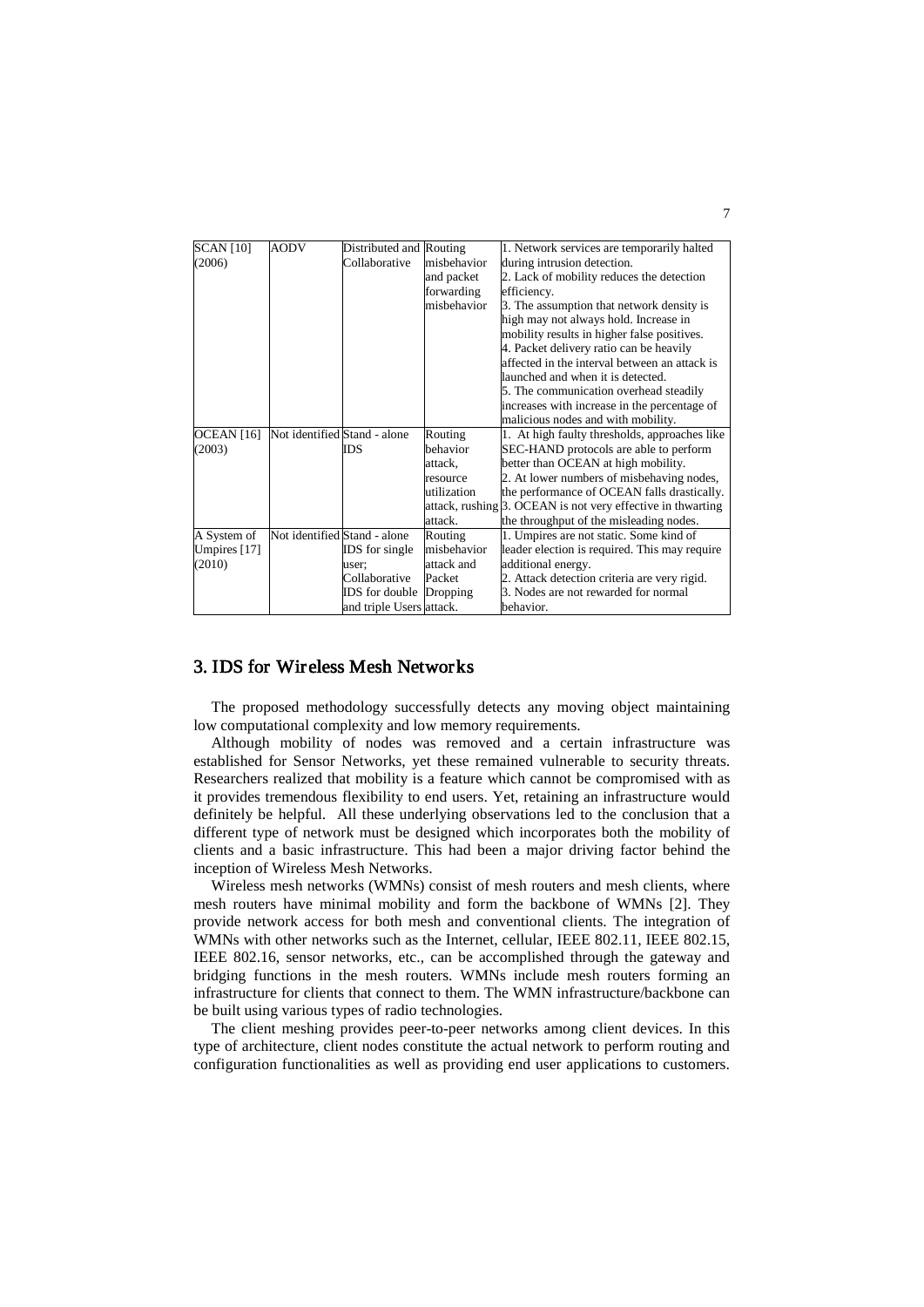| SCAN [10] (2006) | AODV | Distributed and Collaborative | Routing misbehavior and packet forwarding misbehavior | 1. Network services are temporarily halted during intrusion detection.<br>2. Lack of mobility reduces the detection efficiency.<br>3. The assumption that network density is high may not always hold. Increase in mobility results in higher false positives.<br>4. Packet delivery ratio can be heavily affected in the interval between an attack is launched and when it is detected.<br>5. The communication overhead steadily increases with increase in the percentage of malicious nodes and with mobility. |
|---|---|---|---|---|
| OCEAN [16] (2003) | Not identified | Stand - alone IDS | Routing behavior attack, resource utilization attack, rushing attack. | 1. At high faulty thresholds, approaches like SEC-HAND protocols are able to perform better than OCEAN at high mobility.<br>2. At lower numbers of misbehaving nodes, the performance of OCEAN falls drastically.<br>3. OCEAN is not very effective in thwarting the throughput of the misleading nodes. |
| A System of Umpires [17] (2010) | Not identified | Stand - alone IDS for single user; Collaborative IDS for double and triple Users | Routing misbehavior attack and Packet Dropping attack. | 1. Umpires are not static. Some kind of leader election is required. This may require additional energy.<br>2. Attack detection criteria are very rigid.<br>3. Nodes are not rewarded for normal behavior. |

## 3. IDS for Wireless Mesh Networks

The proposed methodology successfully detects any moving object maintaining low computational complexity and low memory requirements.

Although mobility of nodes was removed and a certain infrastructure was established for Sensor Networks, yet these remained vulnerable to security threats. Researchers realized that mobility is a feature which cannot be compromised with as it provides tremendous flexibility to end users. Yet, retaining an infrastructure would definitely be helpful. All these underlying observations led to the conclusion that a different type of network must be designed which incorporates both the mobility of clients and a basic infrastructure. This had been a major driving factor behind the inception of Wireless Mesh Networks.

Wireless mesh networks (WMNs) consist of mesh routers and mesh clients, where mesh routers have minimal mobility and form the backbone of WMNs [2]. They provide network access for both mesh and conventional clients. The integration of WMNs with other networks such as the Internet, cellular, IEEE 802.11, IEEE 802.15, IEEE 802.16, sensor networks, etc., can be accomplished through the gateway and bridging functions in the mesh routers. WMNs include mesh routers forming an infrastructure for clients that connect to them. The WMN infrastructure/backbone can be built using various types of radio technologies.

The client meshing provides peer-to-peer networks among client devices. In this type of architecture, client nodes constitute the actual network to perform routing and configuration functionalities as well as providing end user applications to customers.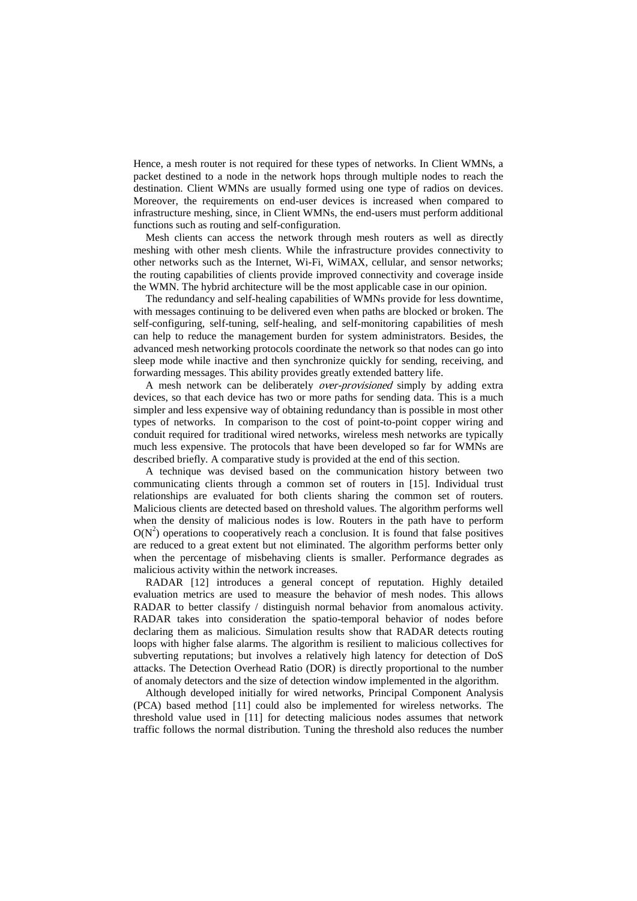Hence, a mesh router is not required for these types of networks. In Client WMNs, a packet destined to a node in the network hops through multiple nodes to reach the destination. Client WMNs are usually formed using one type of radios on devices. Moreover, the requirements on end-user devices is increased when compared to infrastructure meshing, since, in Client WMNs, the end-users must perform additional functions such as routing and self-configuration.

Mesh clients can access the network through mesh routers as well as directly meshing with other mesh clients. While the infrastructure provides connectivity to other networks such as the Internet, Wi-Fi, WiMAX, cellular, and sensor networks; the routing capabilities of clients provide improved connectivity and coverage inside the WMN. The hybrid architecture will be the most applicable case in our opinion.

The redundancy and self-healing capabilities of WMNs provide for less downtime, with messages continuing to be delivered even when paths are blocked or broken. The self-configuring, self-tuning, self-healing, and self-monitoring capabilities of mesh can help to reduce the management burden for system administrators. Besides, the advanced mesh networking protocols coordinate the network so that nodes can go into sleep mode while inactive and then synchronize quickly for sending, receiving, and forwarding messages. This ability provides greatly extended battery life.

A mesh network can be deliberately *over-provisioned* simply by adding extra devices, so that each device has two or more paths for sending data. This is a much simpler and less expensive way of obtaining redundancy than is possible in most other types of networks. In comparison to the cost of point-to-point copper wiring and conduit required for traditional wired networks, wireless mesh networks are typically much less expensive. The protocols that have been developed so far for WMNs are described briefly. A comparative study is provided at the end of this section.

A technique was devised based on the communication history between two communicating clients through a common set of routers in [15]. Individual trust relationships are evaluated for both clients sharing the common set of routers. Malicious clients are detected based on threshold values. The algorithm performs well when the density of malicious nodes is low. Routers in the path have to perform $O(N^2)$ operations to cooperatively reach a conclusion. It is found that false positives are reduced to a great extent but not eliminated. The algorithm performs better only when the percentage of misbehaving clients is smaller. Performance degrades as malicious activity within the network increases.

RADAR [12] introduces a general concept of reputation. Highly detailed evaluation metrics are used to measure the behavior of mesh nodes. This allows RADAR to better classify / distinguish normal behavior from anomalous activity. RADAR takes into consideration the spatio-temporal behavior of nodes before declaring them as malicious. Simulation results show that RADAR detects routing loops with higher false alarms. The algorithm is resilient to malicious collectives for subverting reputations; but involves a relatively high latency for detection of DoS attacks. The Detection Overhead Ratio (DOR) is directly proportional to the number of anomaly detectors and the size of detection window implemented in the algorithm.

Although developed initially for wired networks, Principal Component Analysis (PCA) based method [11] could also be implemented for wireless networks. The threshold value used in [11] for detecting malicious nodes assumes that network traffic follows the normal distribution. Tuning the threshold also reduces the number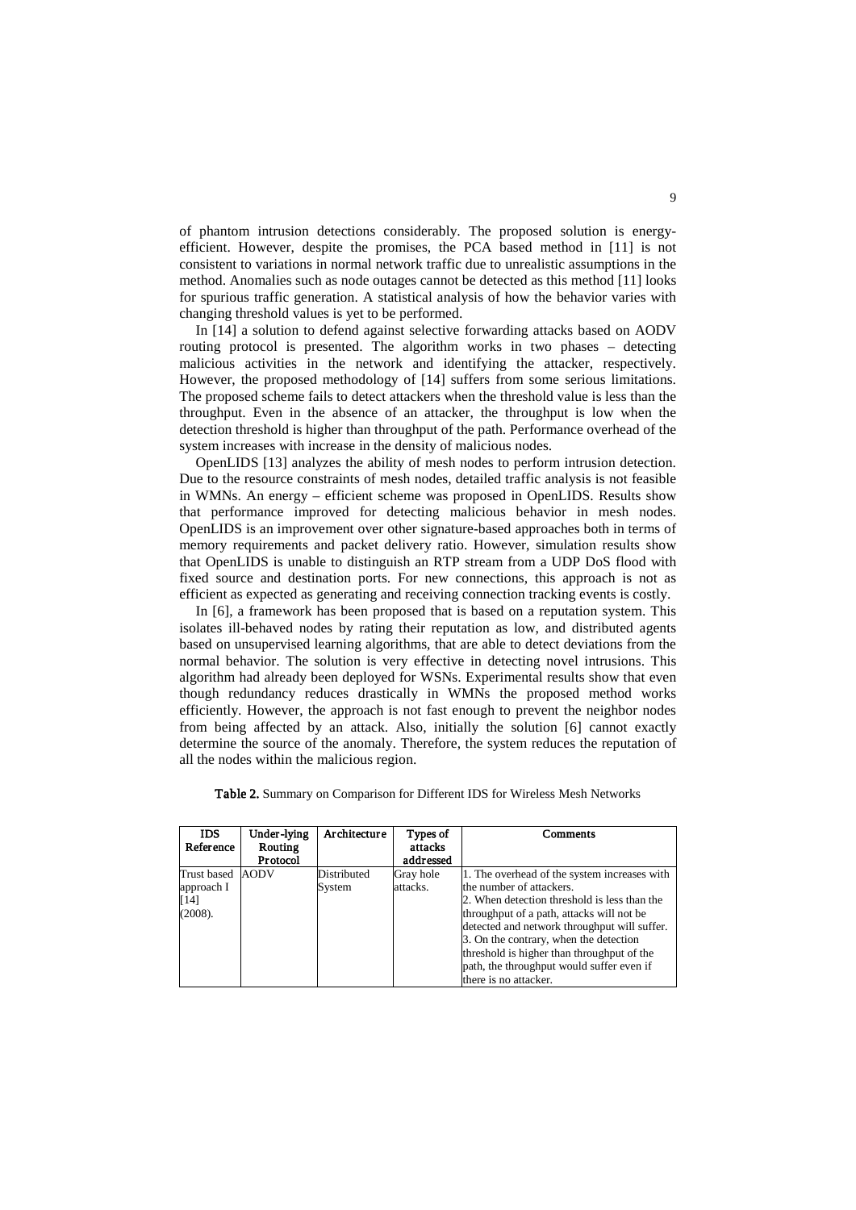of phantom intrusion detections considerably. The proposed solution is energy-efficient. However, despite the promises, the PCA based method in [11] is not consistent to variations in normal network traffic due to unrealistic assumptions in the method. Anomalies such as node outages cannot be detected as this method [11] looks for spurious traffic generation. A statistical analysis of how the behavior varies with changing threshold values is yet to be performed.

In [14] a solution to defend against selective forwarding attacks based on AODV routing protocol is presented. The algorithm works in two phases – detecting malicious activities in the network and identifying the attacker, respectively. However, the proposed methodology of [14] suffers from some serious limitations. The proposed scheme fails to detect attackers when the threshold value is less than the throughput. Even in the absence of an attacker, the throughput is low when the detection threshold is higher than throughput of the path. Performance overhead of the system increases with increase in the density of malicious nodes.

OpenLIDS [13] analyzes the ability of mesh nodes to perform intrusion detection. Due to the resource constraints of mesh nodes, detailed traffic analysis is not feasible in WMNs. An energy – efficient scheme was proposed in OpenLIDS. Results show that performance improved for detecting malicious behavior in mesh nodes. OpenLIDS is an improvement over other signature-based approaches both in terms of memory requirements and packet delivery ratio. However, simulation results show that OpenLIDS is unable to distinguish an RTP stream from a UDP DoS flood with fixed source and destination ports. For new connections, this approach is not as efficient as expected as generating and receiving connection tracking events is costly.

In [6], a framework has been proposed that is based on a reputation system. This isolates ill-behaved nodes by rating their reputation as low, and distributed agents based on unsupervised learning algorithms, that are able to detect deviations from the normal behavior. The solution is very effective in detecting novel intrusions. This algorithm had already been deployed for WSNs. Experimental results show that even though redundancy reduces drastically in WMNs the proposed method works efficiently. However, the approach is not fast enough to prevent the neighbor nodes from being affected by an attack. Also, initially the solution [6] cannot exactly determine the source of the anomaly. Therefore, the system reduces the reputation of all the nodes within the malicious region.

**Table 2.** Summary on Comparison for Different IDS for Wireless Mesh Networks

| IDS Reference | Under-lying Routing Protocol | Architecture | Types of attacks addressed | Comments |
|---|---|---|---|---|
| Trust based approach I [14] (2008). | AODV | Distributed System | Gray hole attacks. | 1. The overhead of the system increases with the number of attackers.<br>2. When detection threshold is less than the throughput of a path, attacks will not be detected and network throughput will suffer.<br>3. On the contrary, when the detection threshold is higher than throughput of the path, the throughput would suffer even if there is no attacker. |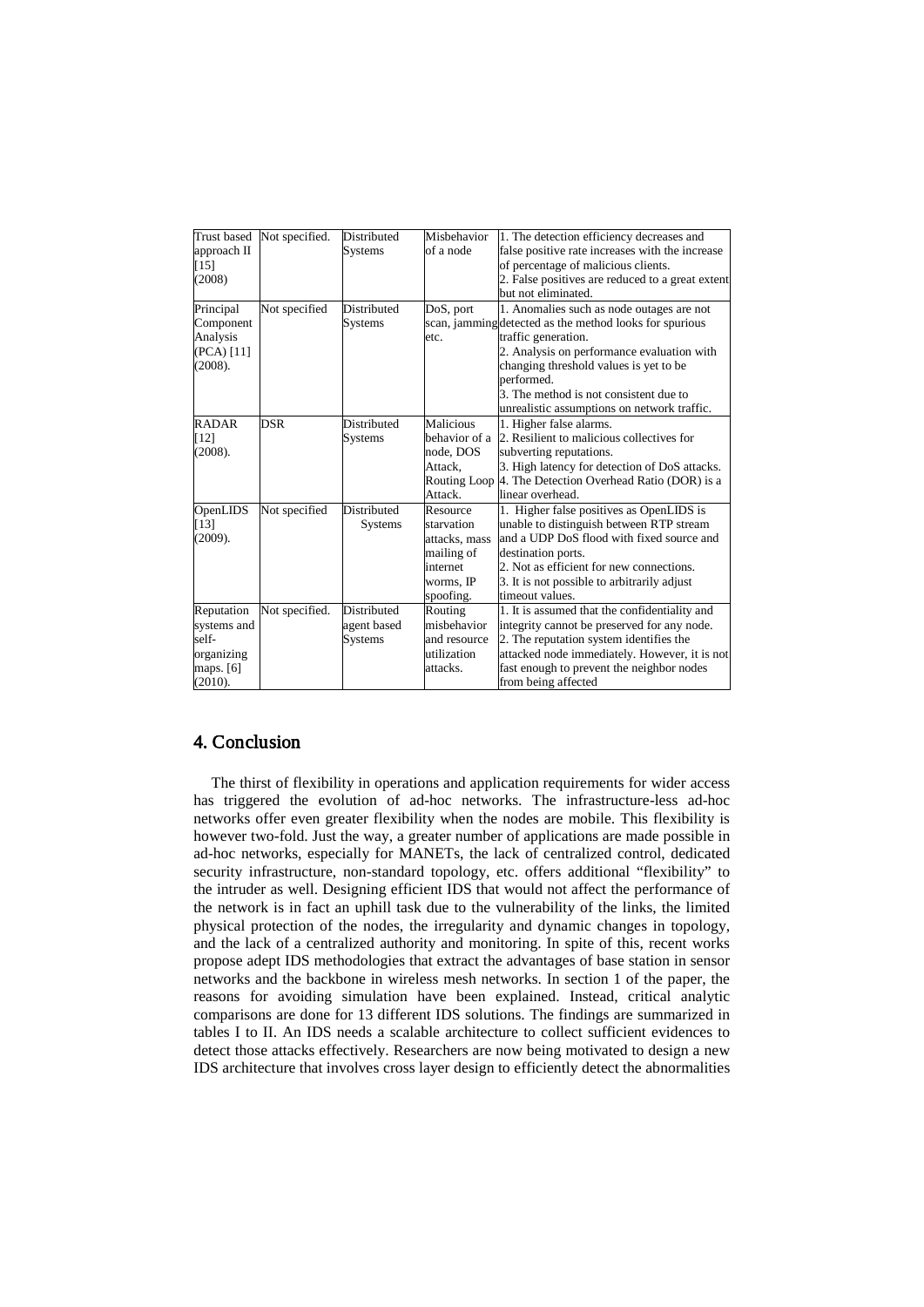| Trust based approach II [15] (2008) | Not specified. | Distributed Systems | Misbehavior of a node | 1. The detection efficiency decreases and false positive rate increases with the increase of percentage of malicious clients. 2. False positives are reduced to a great extent but not eliminated. |
|---|---|---|---|---|
| Principal Component Analysis (PCA) [11] (2008). | Not specified | Distributed Systems | DoS, port scan, jamming etc. | 1. Anomalies such as node outages are not detected as the method looks for spurious traffic generation. 2. Analysis on performance evaluation with changing threshold values is yet to be performed. 3. The method is not consistent due to unrealistic assumptions on network traffic. |
| RADAR [12] (2008). | DSR | Distributed Systems | Malicious behavior of a node, DOS Attack, Routing Loop Attack. | 1. Higher false alarms. 2. Resilient to malicious collectives for subverting reputations. 3. High latency for detection of DoS attacks. 4. The Detection Overhead Ratio (DOR) is a linear overhead. |
| OpenLIDS [13] (2009). | Not specified | Distributed Systems | Resource starvation attacks, mass mailing of internet worms, IP spoofing. | 1. Higher false positives as OpenLIDS is unable to distinguish between RTP stream and a UDP DoS flood with fixed source and destination ports. 2. Not as efficient for new connections. 3. It is not possible to arbitrarily adjust timeout values. |
| Reputation systems and self-organizing maps. [6] (2010). | Not specified. | Distributed agent based Systems | Routing misbehavior and resource utilization attacks. | 1. It is assumed that the confidentiality and integrity cannot be preserved for any node. 2. The reputation system identifies the attacked node immediately. However, it is not fast enough to prevent the neighbor nodes from being affected |

## 4. Conclusion

The thirst of flexibility in operations and application requirements for wider access has triggered the evolution of ad-hoc networks. The infrastructure-less ad-hoc networks offer even greater flexibility when the nodes are mobile. This flexibility is however two-fold. Just the way, a greater number of applications are made possible in ad-hoc networks, especially for MANETs, the lack of centralized control, dedicated security infrastructure, non-standard topology, etc. offers additional "flexibility" to the intruder as well. Designing efficient IDS that would not affect the performance of the network is in fact an uphill task due to the vulnerability of the links, the limited physical protection of the nodes, the irregularity and dynamic changes in topology, and the lack of a centralized authority and monitoring. In spite of this, recent works propose adept IDS methodologies that extract the advantages of base station in sensor networks and the backbone in wireless mesh networks. In section 1 of the paper, the reasons for avoiding simulation have been explained. Instead, critical analytic comparisons are done for 13 different IDS solutions. The findings are summarized in tables I to II. An IDS needs a scalable architecture to collect sufficient evidences to detect those attacks effectively. Researchers are now being motivated to design a new IDS architecture that involves cross layer design to efficiently detect the abnormalities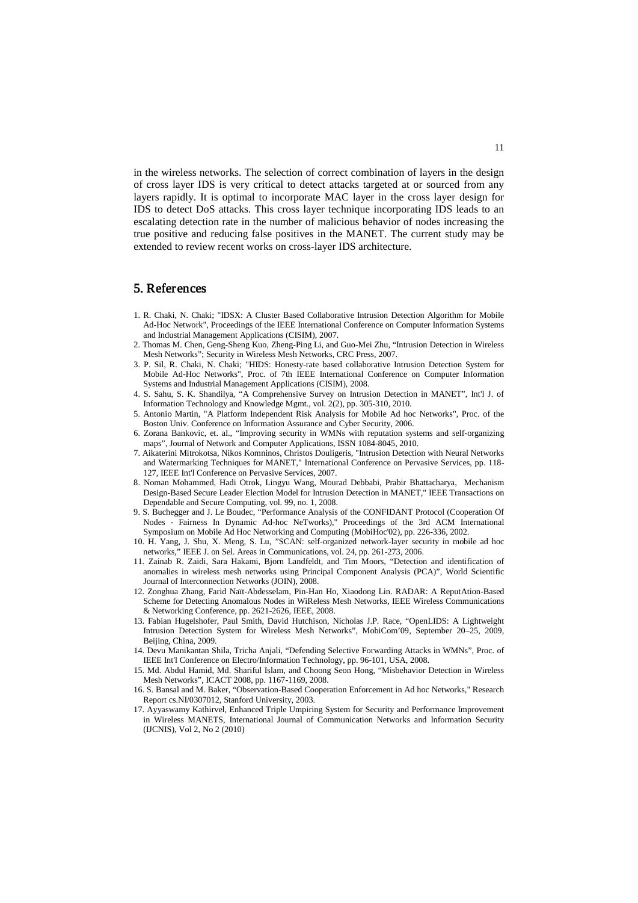in the wireless networks. The selection of correct combination of layers in the design of cross layer IDS is very critical to detect attacks targeted at or sourced from any layers rapidly. It is optimal to incorporate MAC layer in the cross layer design for IDS to detect DoS attacks. This cross layer technique incorporating IDS leads to an escalating detection rate in the number of malicious behavior of nodes increasing the true positive and reducing false positives in the MANET. The current study may be extended to review recent works on cross-layer IDS architecture.

## 5. References

1. R. Chaki, N. Chaki; "IDSX: A Cluster Based Collaborative Intrusion Detection Algorithm for Mobile Ad-Hoc Network", Proceedings of the IEEE International Conference on Computer Information Systems and Industrial Management Applications (CISIM), 2007.
2. Thomas M. Chen, Geng-Sheng Kuo, Zheng-Ping Li, and Guo-Mei Zhu, "Intrusion Detection in Wireless Mesh Networks"; Security in Wireless Mesh Networks, CRC Press, 2007.
3. P. Sil, R. Chaki, N. Chaki; "HIDS: Honesty-rate based collaborative Intrusion Detection System for Mobile Ad-Hoc Networks", Proc. of 7th IEEE International Conference on Computer Information Systems and Industrial Management Applications (CISIM), 2008.
4. S. Sahu, S. K. Shandilya, "A Comprehensive Survey on Intrusion Detection in MANET", Int'l J. of Information Technology and Knowledge Mgmt., vol. 2(2), pp. 305-310, 2010.
5. Antonio Martin, "A Platform Independent Risk Analysis for Mobile Ad hoc Networks", Proc. of the Boston Univ. Conference on Information Assurance and Cyber Security, 2006.
6. Zorana Bankovic, et. al., "Improving security in WMNs with reputation systems and self-organizing maps", Journal of Network and Computer Applications, ISSN 1084-8045, 2010.
7. Aikaterini Mitrokotsa, Nikos Komninos, Christos Douligeris, "Intrusion Detection with Neural Networks and Watermarking Techniques for MANET," International Conference on Pervasive Services, pp. 118-127, IEEE Int'l Conference on Pervasive Services, 2007.
8. Noman Mohammed, Hadi Otrok, Lingyu Wang, Mourad Debbabi, Prabir Bhattacharya, Mechanism Design-Based Secure Leader Election Model for Intrusion Detection in MANET," IEEE Transactions on Dependable and Secure Computing, vol. 99, no. 1, 2008.
9. S. Buchegger and J. Le Boudec, "Performance Analysis of the CONFIDANT Protocol (Cooperation Of Nodes - Fairness In Dynamic Ad-hoc NeTworks)," Proceedings of the 3rd ACM International Symposium on Mobile Ad Hoc Networking and Computing (MobiHoc'02), pp. 226-336, 2002.
10. H. Yang, J. Shu, X. Meng, S. Lu, "SCAN: self-organized network-layer security in mobile ad hoc networks," IEEE J. on Sel. Areas in Communications, vol. 24, pp. 261-273, 2006.
11. Zainab R. Zaidi, Sara Hakami, Bjorn Landfeldt, and Tim Moors, "Detection and identification of anomalies in wireless mesh networks using Principal Component Analysis (PCA)", World Scientific Journal of Interconnection Networks (JOIN), 2008.
12. Zonghua Zhang, Farid Naït-Abdesselam, Pin-Han Ho, Xiaodong Lin. RADAR: A ReputAtion-Based Scheme for Detecting Anomalous Nodes in WiReless Mesh Networks, IEEE Wireless Communications & Networking Conference, pp. 2621-2626, IEEE, 2008.
13. Fabian Hugelshofer, Paul Smith, David Hutchison, Nicholas J.P. Race, "OpenLIDS: A Lightweight Intrusion Detection System for Wireless Mesh Networks", MobiCom'09, September 20–25, 2009, Beijing, China, 2009.
14. Devu Manikantan Shila, Tricha Anjali, "Defending Selective Forwarding Attacks in WMNs", Proc. of IEEE Int'l Conference on Electro/Information Technology, pp. 96-101, USA, 2008.
15. Md. Abdul Hamid, Md. Shariful Islam, and Choong Seon Hong, "Misbehavior Detection in Wireless Mesh Networks", ICACT 2008, pp. 1167-1169, 2008.
16. S. Bansal and M. Baker, "Observation-Based Cooperation Enforcement in Ad hoc Networks," Research Report cs.NI/0307012, Stanford University, 2003.
17. Ayyaswamy Kathirvel, Enhanced Triple Umpiring System for Security and Performance Improvement in Wireless MANETS, International Journal of Communication Networks and Information Security (IJCNIS), Vol 2, No 2 (2010)